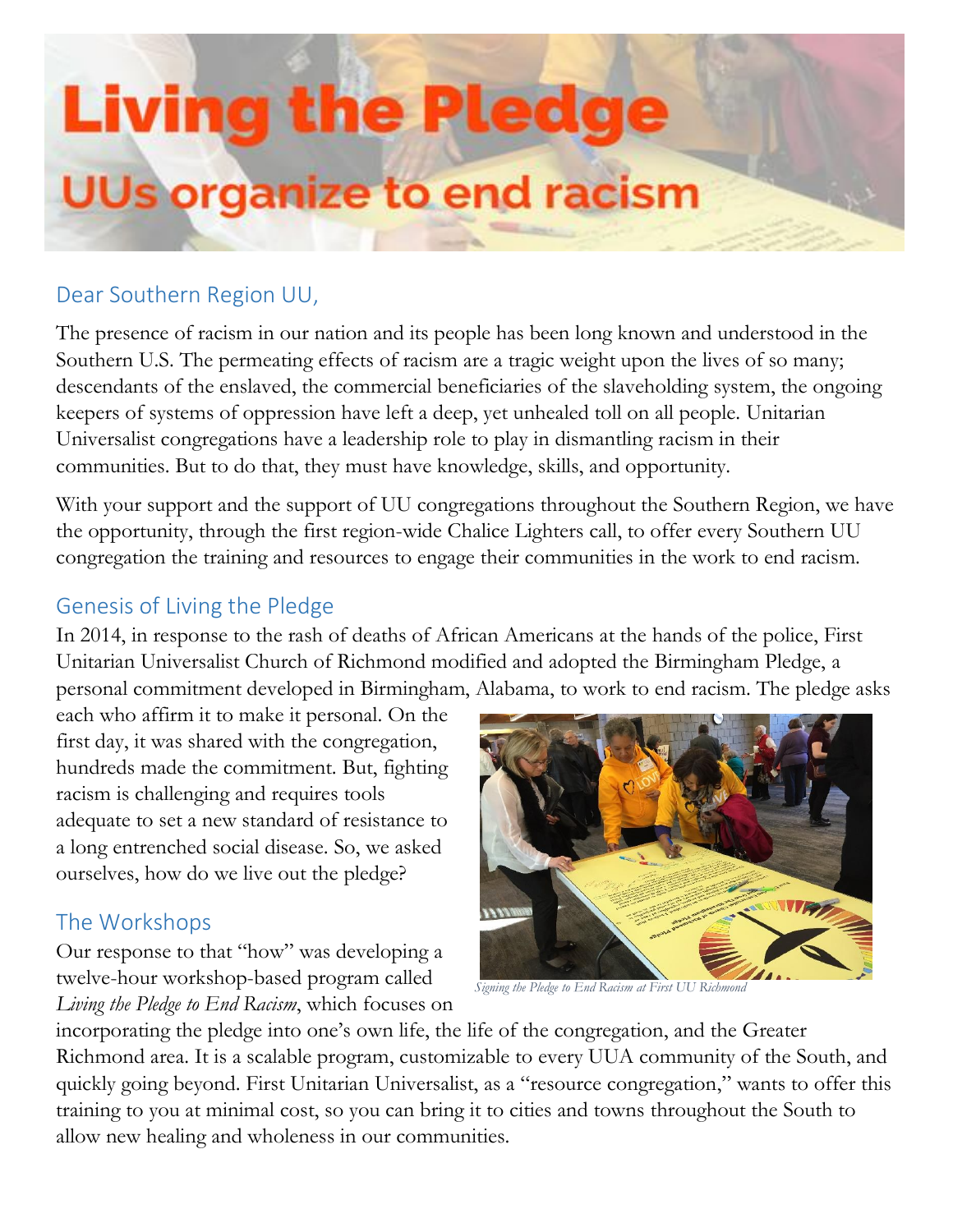# Living the Pledge

## UUs organize to end racism

### Dear Southern Region UU,

The presence of racism in our nation and its people has been long known and understood in the Southern U.S. The permeating effects of racism are a tragic weight upon the lives of so many; descendants of the enslaved, the commercial beneficiaries of the slaveholding system, the ongoing keepers of systems of oppression have left a deep, yet unhealed toll on all people. Unitarian Universalist congregations have a leadership role to play in dismantling racism in their communities. But to do that, they must have knowledge, skills, and opportunity.

With your support and the support of UU congregations throughout the Southern Region, we have the opportunity, through the first region-wide Chalice Lighters call, to offer every Southern UU congregation the training and resources to engage their communities in the work to end racism.

### Genesis of Living the Pledge

In 2014, in response to the rash of deaths of African Americans at the hands of the police, First Unitarian Universalist Church of Richmond modified and adopted the Birmingham Pledge, a personal commitment developed in Birmingham, Alabama, to work to end racism. The pledge asks each who affirm it to make it personal. On the first day, it was shared with the congregation, hundreds made the commitment. But, fighting racism is challenging and requires tools adequate to set a new standard of resistance to a long entrenched social disease. So, we asked ourselves, how do we live out the pledge?

*Signing the Pledge to End Racism at First UU Richmond*

### The Workshops

Our response to that "how" was developing a twelve-hour workshop-based program called *Living the Pledge to End Racism*, which focuses on incorporating the pledge into one's own life, the life of the congregation, and the Greater Richmond area. It is a scalable program, customizable to every UUA community of the South, and quickly going beyond. First Unitarian Universalist, as a "resource congregation," wants to offer this training to you at minimal cost, so you can bring it to cities and towns throughout the South to allow new healing and wholeness in our communities.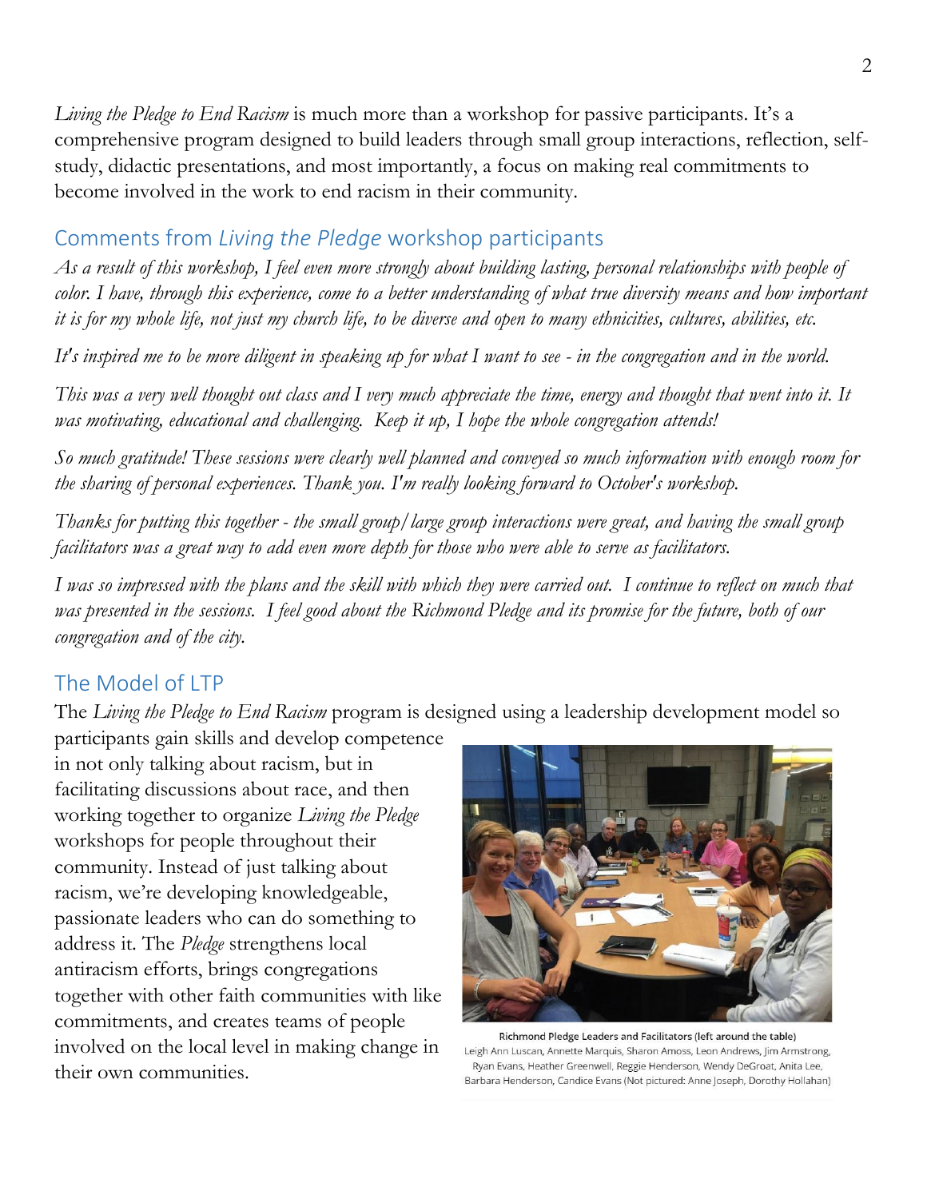*Living the Pledge to End Racism* is much more than a workshop for passive participants. It's a comprehensive program designed to build leaders through small group interactions, reflection, self-study, didactic presentations, and most importantly, a focus on making real commitments to become involved in the work to end racism in their community.

## Comments from *Living the Pledge* workshop participants

*As a result of this workshop, I feel even more strongly about building lasting, personal relationships with people of color. I have, through this experience, come to a better understanding of what true diversity means and how important it is for my whole life, not just my church life, to be diverse and open to many ethnicities, cultures, abilities, etc.*

*It's inspired me to be more diligent in speaking up for what I want to see - in the congregation and in the world.*

*This was a very well thought out class and I very much appreciate the time, energy and thought that went into it. It was motivating, educational and challenging. Keep it up, I hope the whole congregation attends!*

*So much gratitude! These sessions were clearly well planned and conveyed so much information with enough room for the sharing of personal experiences. Thank you. I'm really looking forward to October's workshop.*

*Thanks for putting this together - the small group/large group interactions were great, and having the small group facilitators was a great way to add even more depth for those who were able to serve as facilitators.*

*I was so impressed with the plans and the skill with which they were carried out. I continue to reflect on much that was presented in the sessions. I feel good about the Richmond Pledge and its promise for the future, both of our congregation and of the city.*

## The Model of LTP

The *Living the Pledge to End Racism* program is designed using a leadership development model so participants gain skills and develop competence in not only talking about racism, but in facilitating discussions about race, and then working together to organize *Living the Pledge* workshops for people throughout their community. Instead of just talking about racism, we're developing knowledgeable, passionate leaders who can do something to address it. The *Pledge* strengthens local antiracism efforts, brings congregations together with other faith communities with like commitments, and creates teams of people involved on the local level in making change in their own communities.

**Richmond Pledge Leaders and Facilitators (left around the table)**
Leigh Ann Luscan, Annette Marquis, Sharon Amoss, Leon Andrews, Jim Armstrong, Ryan Evans, Heather Greenwell, Reggie Henderson, Wendy DeGroat, Anita Lee, Barbara Henderson, Candice Evans (Not pictured: Anne Joseph, Dorothy Hollahan)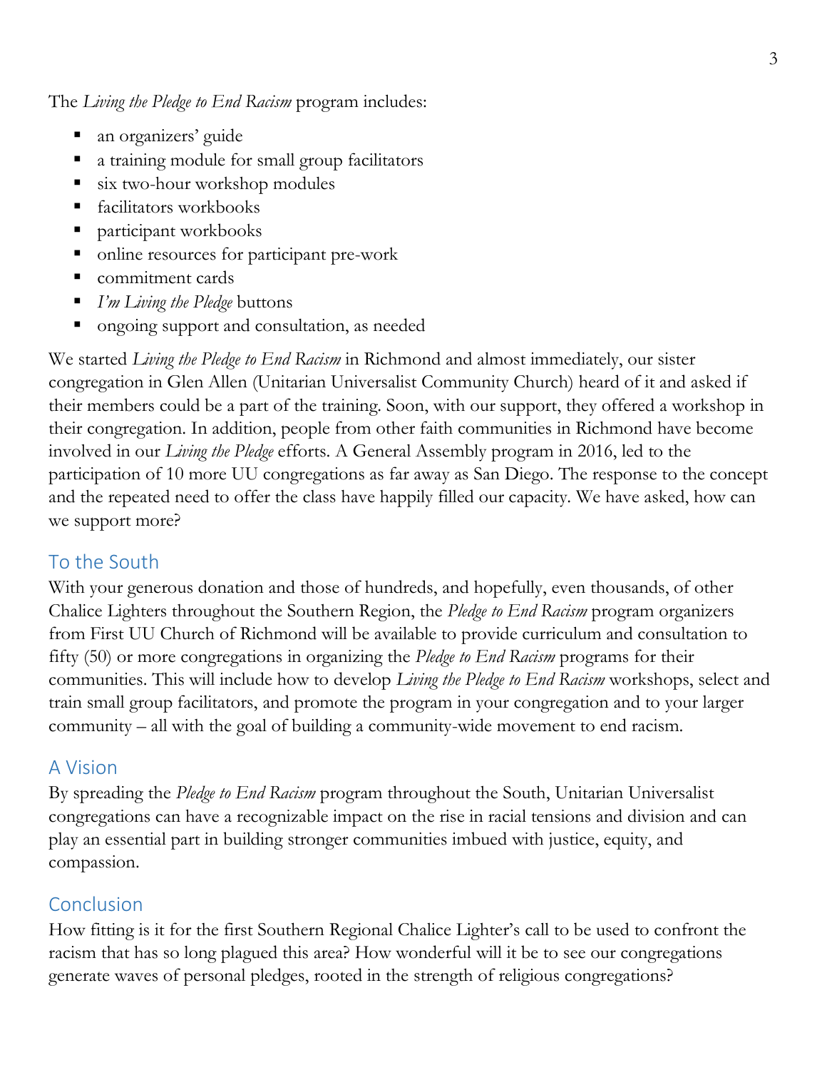The *Living the Pledge to End Racism* program includes:

- an organizers' guide
- a training module for small group facilitators
- six two-hour workshop modules
- facilitators workbooks
- participant workbooks
- online resources for participant pre-work
- commitment cards
- *I'm Living the Pledge* buttons
- ongoing support and consultation, as needed

We started *Living the Pledge to End Racism* in Richmond and almost immediately, our sister congregation in Glen Allen (Unitarian Universalist Community Church) heard of it and asked if their members could be a part of the training. Soon, with our support, they offered a workshop in their congregation. In addition, people from other faith communities in Richmond have become involved in our *Living the Pledge* efforts. A General Assembly program in 2016, led to the participation of 10 more UU congregations as far away as San Diego. The response to the concept and the repeated need to offer the class have happily filled our capacity. We have asked, how can we support more?

## To the South

With your generous donation and those of hundreds, and hopefully, even thousands, of other Chalice Lighters throughout the Southern Region, the *Pledge to End Racism* program organizers from First UU Church of Richmond will be available to provide curriculum and consultation to fifty (50) or more congregations in organizing the *Pledge to End Racism* programs for their communities. This will include how to develop *Living the Pledge to End Racism* workshops, select and train small group facilitators, and promote the program in your congregation and to your larger community – all with the goal of building a community-wide movement to end racism.

## A Vision

By spreading the *Pledge to End Racism* program throughout the South, Unitarian Universalist congregations can have a recognizable impact on the rise in racial tensions and division and can play an essential part in building stronger communities imbued with justice, equity, and compassion.

## Conclusion

How fitting is it for the first Southern Regional Chalice Lighter's call to be used to confront the racism that has so long plagued this area? How wonderful will it be to see our congregations generate waves of personal pledges, rooted in the strength of religious congregations?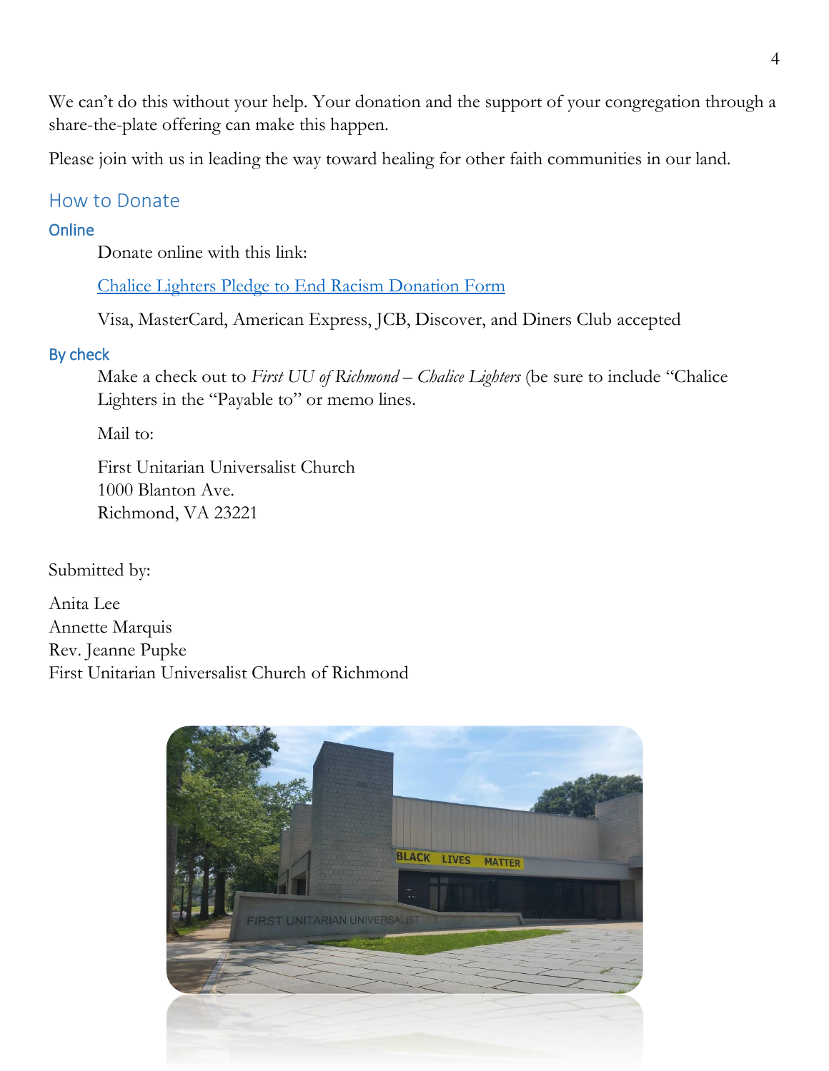We can't do this without your help. Your donation and the support of your congregation through a share-the-plate offering can make this happen.

Please join with us in leading the way toward healing for other faith communities in our land.

## How to Donate

### Online

Donate online with this link:

[Chalice Lighters Pledge to End Racism Donation Form]()

Visa, MasterCard, American Express, JCB, Discover, and Diners Club accepted

### By check

Make a check out to *First UU of Richmond – Chalice Lighters* (be sure to include "Chalice Lighters in the "Payable to" or memo lines.

Mail to:

First Unitarian Universalist Church
1000 Blanton Ave.
Richmond, VA 23221

Submitted by:

Anita Lee
Annette Marquis
Rev. Jeanne Pupke
First Unitarian Universalist Church of Richmond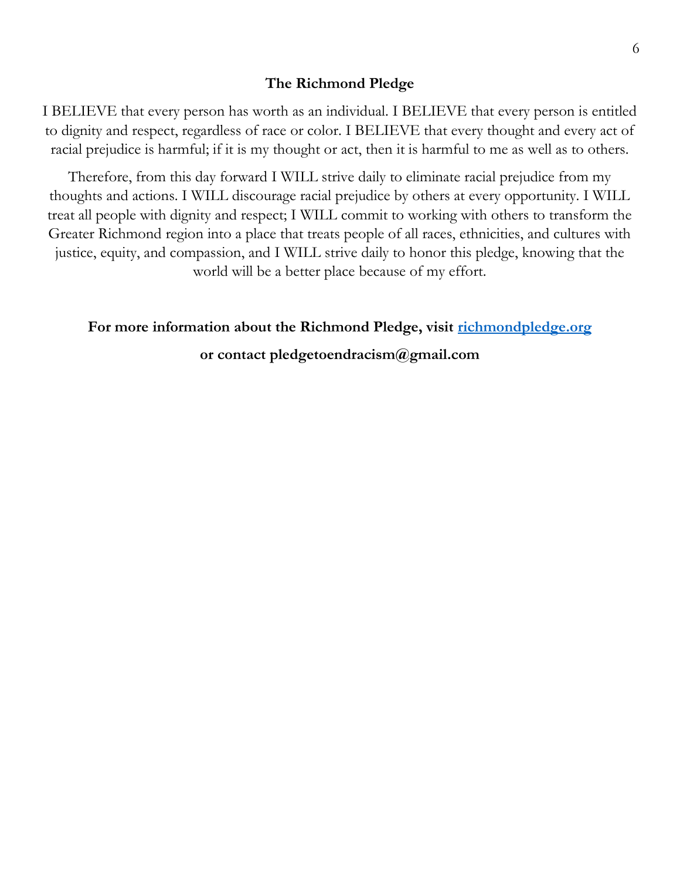## The Richmond Pledge

I BELIEVE that every person has worth as an individual. I BELIEVE that every person is entitled to dignity and respect, regardless of race or color. I BELIEVE that every thought and every act of racial prejudice is harmful; if it is my thought or act, then it is harmful to me as well as to others.

Therefore, from this day forward I WILL strive daily to eliminate racial prejudice from my thoughts and actions. I WILL discourage racial prejudice by others at every opportunity. I WILL treat all people with dignity and respect; I WILL commit to working with others to transform the Greater Richmond region into a place that treats people of all races, ethnicities, and cultures with justice, equity, and compassion, and I WILL strive daily to honor this pledge, knowing that the world will be a better place because of my effort.

**For more information about the Richmond Pledge, visit [richmondpledge.org](richmondpledge.org)**

**or contact pledgetoendracism@gmail.com**